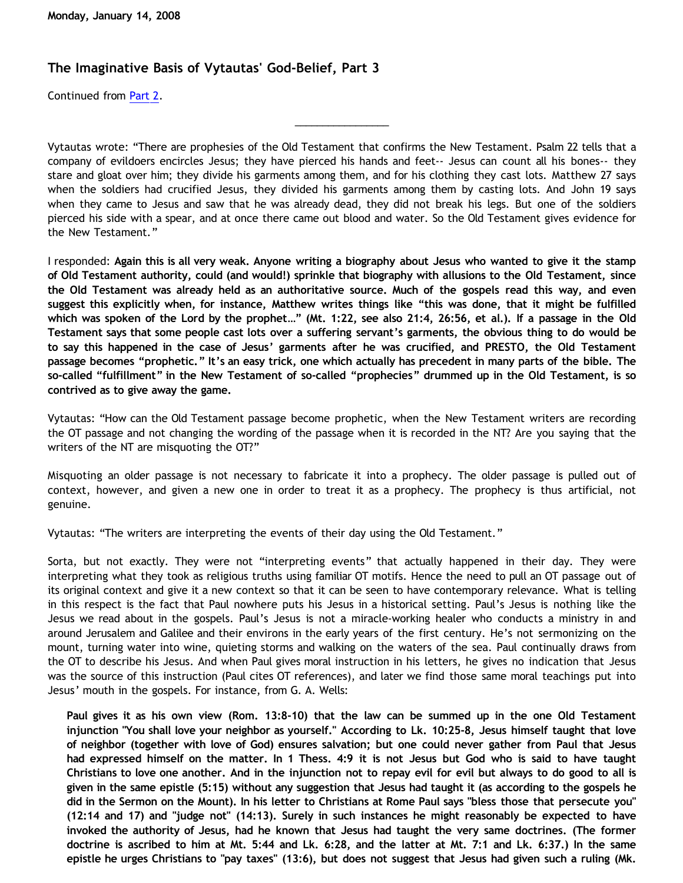**Monday, January 14, 2008**

## The Imaginative Basis of Vytautas' God-Belief, Part 3

Continued from Part 2.

---

Vytautas wrote: "There are prophesies of the Old Testament that confirms the New Testament. Psalm 22 tells that a company of evildoers encircles Jesus; they have pierced his hands and feet-- Jesus can count all his bones-- they stare and gloat over him; they divide his garments among them, and for his clothing they cast lots. Matthew 27 says when the soldiers had crucified Jesus, they divided his garments among them by casting lots. And John 19 says when they came to Jesus and saw that he was already dead, they did not break his legs. But one of the soldiers pierced his side with a spear, and at once there came out blood and water. So the Old Testament gives evidence for the New Testament."

I responded: **Again this is all very weak. Anyone writing a biography about Jesus who wanted to give it the stamp of Old Testament authority, could (and would!) sprinkle that biography with allusions to the Old Testament, since the Old Testament was already held as an authoritative source. Much of the gospels read this way, and even suggest this explicitly when, for instance, Matthew writes things like "this was done, that it might be fulfilled which was spoken of the Lord by the prophet…" (Mt. 1:22, see also 21:4, 26:56, et al.). If a passage in the Old Testament says that some people cast lots over a suffering servant's garments, the obvious thing to do would be to say this happened in the case of Jesus' garments after he was crucified, and PRESTO, the Old Testament passage becomes "prophetic." It's an easy trick, one which actually has precedent in many parts of the bible. The so-called "fulfillment" in the New Testament of so-called "prophecies" drummed up in the Old Testament, is so contrived as to give away the game.**

Vytautas: "How can the Old Testament passage become prophetic, when the New Testament writers are recording the OT passage and not changing the wording of the passage when it is recorded in the NT? Are you saying that the writers of the NT are misquoting the OT?"

Misquoting an older passage is not necessary to fabricate it into a prophecy. The older passage is pulled out of context, however, and given a new one in order to treat it as a prophecy. The prophecy is thus artificial, not genuine.

Vytautas: "The writers are interpreting the events of their day using the Old Testament."

Sorta, but not exactly. They were not "interpreting events" that actually happened in their day. They were interpreting what they took as religious truths using familiar OT motifs. Hence the need to pull an OT passage out of its original context and give it a new context so that it can be seen to have contemporary relevance. What is telling in this respect is the fact that Paul nowhere puts his Jesus in a historical setting. Paul's Jesus is nothing like the Jesus we read about in the gospels. Paul's Jesus is not a miracle-working healer who conducts a ministry in and around Jerusalem and Galilee and their environs in the early years of the first century. He's not sermonizing on the mount, turning water into wine, quieting storms and walking on the waters of the sea. Paul continually draws from the OT to describe his Jesus. And when Paul gives moral instruction in his letters, he gives no indication that Jesus was the source of this instruction (Paul cites OT references), and later we find those same moral teachings put into Jesus' mouth in the gospels. For instance, from G. A. Wells:

> **Paul gives it as his own view (Rom. 13:8-10) that the law can be summed up in the one Old Testament injunction "You shall love your neighbor as yourself." According to Lk. 10:25-8, Jesus himself taught that love of neighbor (together with love of God) ensures salvation; but one could never gather from Paul that Jesus had expressed himself on the matter. In 1 Thess. 4:9 it is not Jesus but God who is said to have taught Christians to love one another. And in the injunction not to repay evil for evil but always to do good to all is given in the same epistle (5:15) without any suggestion that Jesus had taught it (as according to the gospels he did in the Sermon on the Mount). In his letter to Christians at Rome Paul says "bless those that persecute you" (12:14 and 17) and "judge not" (14:13). Surely in such instances he might reasonably be expected to have invoked the authority of Jesus, had he known that Jesus had taught the very same doctrines. (The former doctrine is ascribed to him at Mt. 5:44 and Lk. 6:28, and the latter at Mt. 7:1 and Lk. 6:37.) In the same epistle he urges Christians to "pay taxes" (13:6), but does not suggest that Jesus had given such a ruling (Mk.**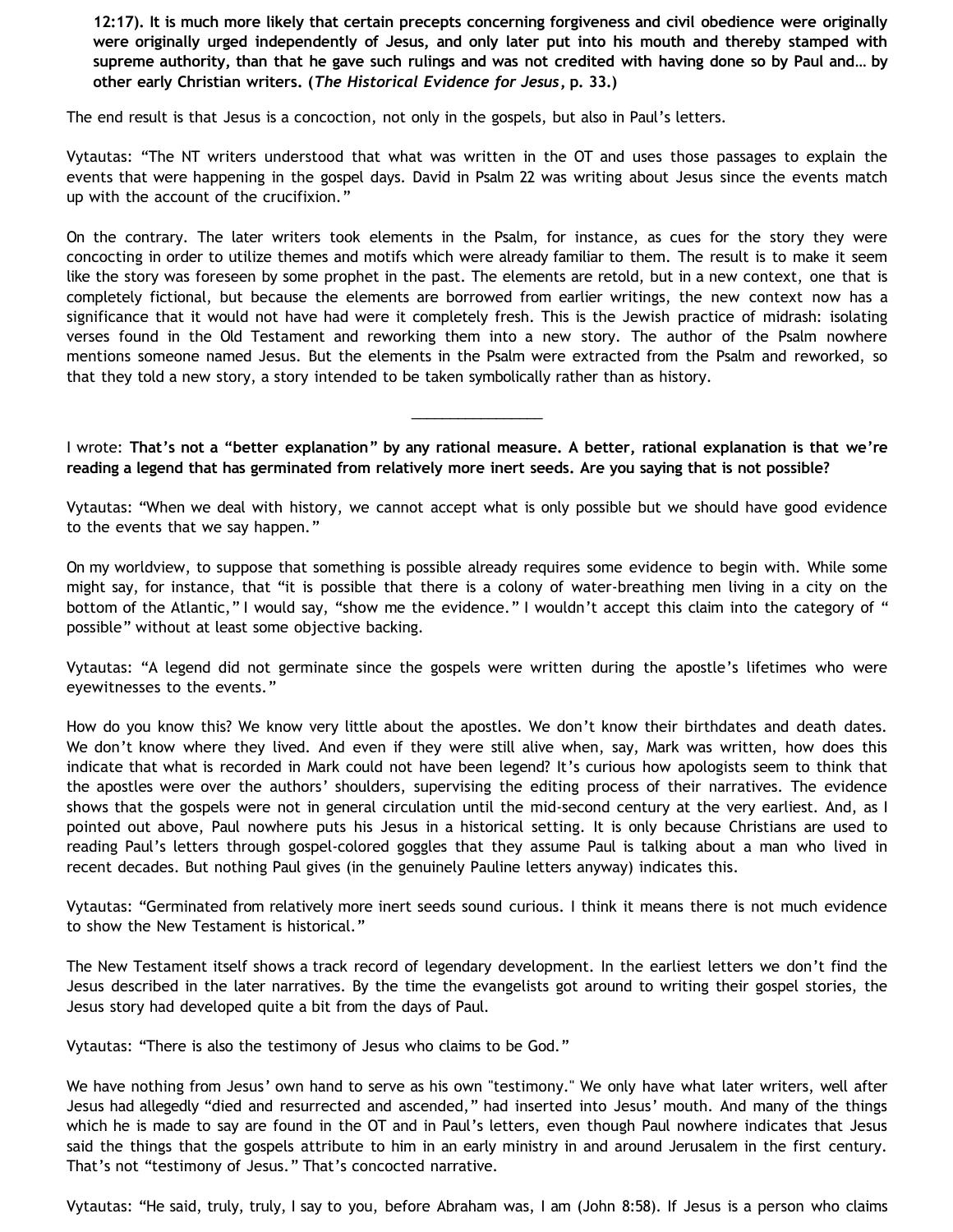**12:17). It is much more likely that certain precepts concerning forgiveness and civil obedience were originally were originally urged independently of Jesus, and only later put into his mouth and thereby stamped with supreme authority, than that he gave such rulings and was not credited with having done so by Paul and… by other early Christian writers. (*The Historical Evidence for Jesus*, p. 33.)**

The end result is that Jesus is a concoction, not only in the gospels, but also in Paul's letters.

Vytautas: "The NT writers understood that what was written in the OT and uses those passages to explain the events that were happening in the gospel days. David in Psalm 22 was writing about Jesus since the events match up with the account of the crucifixion."

On the contrary. The later writers took elements in the Psalm, for instance, as cues for the story they were concocting in order to utilize themes and motifs which were already familiar to them. The result is to make it seem like the story was foreseen by some prophet in the past. The elements are retold, but in a new context, one that is completely fictional, but because the elements are borrowed from earlier writings, the new context now has a significance that it would not have had were it completely fresh. This is the Jewish practice of midrash: isolating verses found in the Old Testament and reworking them into a new story. The author of the Psalm nowhere mentions someone named Jesus. But the elements in the Psalm were extracted from the Psalm and reworked, so that they told a new story, a story intended to be taken symbolically rather than as history.

---

I wrote: **That's not a "better explanation" by any rational measure. A better, rational explanation is that we're reading a legend that has germinated from relatively more inert seeds. Are you saying that is not possible?**

Vytautas: "When we deal with history, we cannot accept what is only possible but we should have good evidence to the events that we say happen."

On my worldview, to suppose that something is possible already requires some evidence to begin with. While some might say, for instance, that "it is possible that there is a colony of water-breathing men living in a city on the bottom of the Atlantic," I would say, "show me the evidence." I wouldn't accept this claim into the category of "possible" without at least some objective backing.

Vytautas: "A legend did not germinate since the gospels were written during the apostle's lifetimes who were eyewitnesses to the events."

How do you know this? We know very little about the apostles. We don't know their birthdates and death dates. We don't know where they lived. And even if they were still alive when, say, Mark was written, how does this indicate that what is recorded in Mark could not have been legend? It's curious how apologists seem to think that the apostles were over the authors' shoulders, supervising the editing process of their narratives. The evidence shows that the gospels were not in general circulation until the mid-second century at the very earliest. And, as I pointed out above, Paul nowhere puts his Jesus in a historical setting. It is only because Christians are used to reading Paul's letters through gospel-colored goggles that they assume Paul is talking about a man who lived in recent decades. But nothing Paul gives (in the genuinely Pauline letters anyway) indicates this.

Vytautas: "Germinated from relatively more inert seeds sound curious. I think it means there is not much evidence to show the New Testament is historical."

The New Testament itself shows a track record of legendary development. In the earliest letters we don't find the Jesus described in the later narratives. By the time the evangelists got around to writing their gospel stories, the Jesus story had developed quite a bit from the days of Paul.

Vytautas: "There is also the testimony of Jesus who claims to be God."

We have nothing from Jesus' own hand to serve as his own "testimony." We only have what later writers, well after Jesus had allegedly "died and resurrected and ascended," had inserted into Jesus' mouth. And many of the things which he is made to say are found in the OT and in Paul's letters, even though Paul nowhere indicates that Jesus said the things that the gospels attribute to him in an early ministry in and around Jerusalem in the first century. That's not "testimony of Jesus." That's concocted narrative.

Vytautas: "He said, truly, truly, I say to you, before Abraham was, I am (John 8:58). If Jesus is a person who claims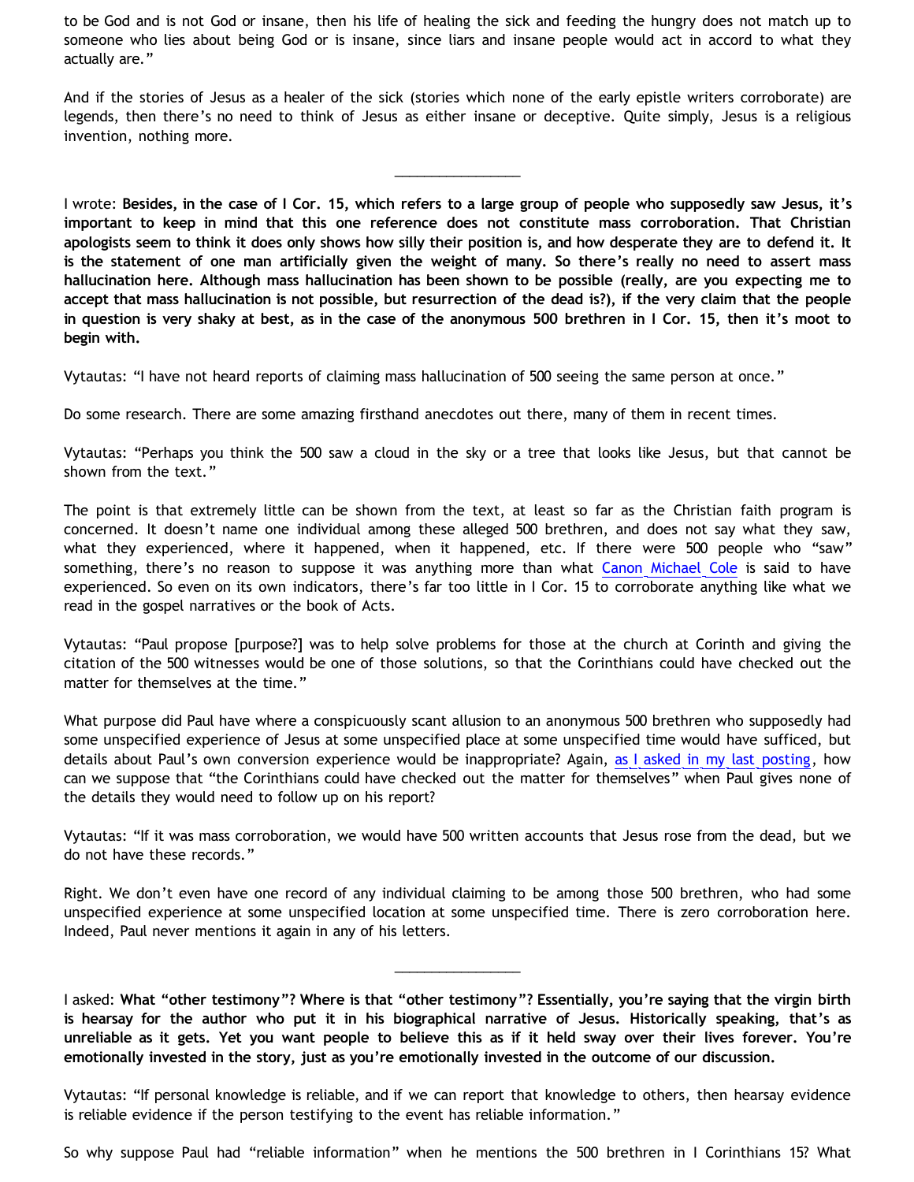to be God and is not God or insane, then his life of healing the sick and feeding the hungry does not match up to someone who lies about being God or is insane, since liars and insane people would act in accord to what they actually are."

And if the stories of Jesus as a healer of the sick (stories which none of the early epistle writers corroborate) are legends, then there's no need to think of Jesus as either insane or deceptive. Quite simply, Jesus is a religious invention, nothing more.

---

I wrote: **Besides, in the case of I Cor. 15, which refers to a large group of people who supposedly saw Jesus, it's important to keep in mind that this one reference does not constitute mass corroboration. That Christian apologists seem to think it does only shows how silly their position is, and how desperate they are to defend it. It is the statement of one man artificially given the weight of many. So there's really no need to assert mass hallucination here. Although mass hallucination has been shown to be possible (really, are you expecting me to accept that mass hallucination is not possible, but resurrection of the dead is?), if the very claim that the people in question is very shaky at best, as in the case of the anonymous 500 brethren in I Cor. 15, then it's moot to begin with.**

Vytautas: "I have not heard reports of claiming mass hallucination of 500 seeing the same person at once."

Do some research. There are some amazing firsthand anecdotes out there, many of them in recent times.

Vytautas: "Perhaps you think the 500 saw a cloud in the sky or a tree that looks like Jesus, but that cannot be shown from the text."

The point is that extremely little can be shown from the text, at least so far as the Christian faith program is concerned. It doesn't name one individual among these alleged 500 brethren, and does not say what they saw, what they experienced, where it happened, when it happened, etc. If there were 500 people who "saw" something, there's no reason to suppose it was anything more than what Canon Michael Cole is said to have experienced. So even on its own indicators, there's far too little in I Cor. 15 to corroborate anything like what we read in the gospel narratives or the book of Acts.

Vytautas: "Paul propose [purpose?] was to help solve problems for those at the church at Corinth and giving the citation of the 500 witnesses would be one of those solutions, so that the Corinthians could have checked out the matter for themselves at the time."

What purpose did Paul have where a conspicuously scant allusion to an anonymous 500 brethren who supposedly had some unspecified experience of Jesus at some unspecified place at some unspecified time would have sufficed, but details about Paul's own conversion experience would be inappropriate? Again, as I asked in my last posting, how can we suppose that "the Corinthians could have checked out the matter for themselves" when Paul gives none of the details they would need to follow up on his report?

Vytautas: "If it was mass corroboration, we would have 500 written accounts that Jesus rose from the dead, but we do not have these records."

Right. We don't even have one record of any individual claiming to be among those 500 brethren, who had some unspecified experience at some unspecified location at some unspecified time. There is zero corroboration here. Indeed, Paul never mentions it again in any of his letters.

---

I asked: **What "other testimony"? Where is that "other testimony"? Essentially, you're saying that the virgin birth is hearsay for the author who put it in his biographical narrative of Jesus. Historically speaking, that's as unreliable as it gets. Yet you want people to believe this as if it held sway over their lives forever. You're emotionally invested in the story, just as you're emotionally invested in the outcome of our discussion.**

Vytautas: "If personal knowledge is reliable, and if we can report that knowledge to others, then hearsay evidence is reliable evidence if the person testifying to the event has reliable information."

So why suppose Paul had "reliable information" when he mentions the 500 brethren in I Corinthians 15? What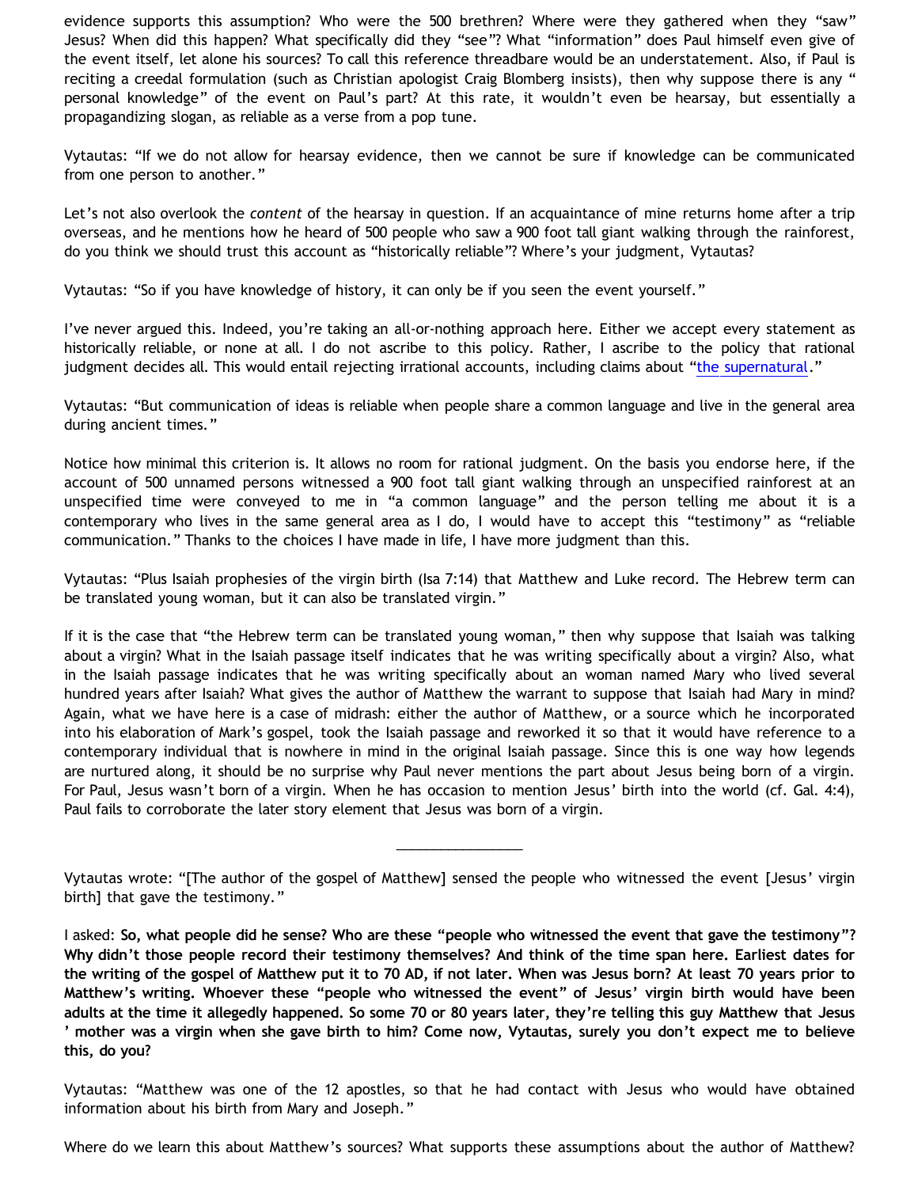evidence supports this assumption? Who were the 500 brethren? Where were they gathered when they “saw” Jesus? When did this happen? What specifically did they “see”? What “information” does Paul himself even give of the event itself, let alone his sources? To call this reference threadbare would be an understatement. Also, if Paul is reciting a creedal formulation (such as Christian apologist Craig Blomberg insists), then why suppose there is any “ personal knowledge” of the event on Paul’s part? At this rate, it wouldn’t even be hearsay, but essentially a propagandizing slogan, as reliable as a verse from a pop tune.

Vytautas: “If we do not allow for hearsay evidence, then we cannot be sure if knowledge can be communicated from one person to another.”

Let’s not also overlook the *content* of the hearsay in question. If an acquaintance of mine returns home after a trip overseas, and he mentions how he heard of 500 people who saw a 900 foot tall giant walking through the rainforest, do you think we should trust this account as “historically reliable”? Where’s your judgment, Vytautas?

Vytautas: “So if you have knowledge of history, it can only be if you seen the event yourself.”

I’ve never argued this. Indeed, you’re taking an all-or-nothing approach here. Either we accept every statement as historically reliable, or none at all. I do not ascribe to this policy. Rather, I ascribe to the policy that rational judgment decides all. This would entail rejecting irrational accounts, including claims about “the supernatural.”

Vytautas: “But communication of ideas is reliable when people share a common language and live in the general area during ancient times.”

Notice how minimal this criterion is. It allows no room for rational judgment. On the basis you endorse here, if the account of 500 unnamed persons witnessed a 900 foot tall giant walking through an unspecified rainforest at an unspecified time were conveyed to me in “a common language” and the person telling me about it is a contemporary who lives in the same general area as I do, I would have to accept this “testimony” as “reliable communication.” Thanks to the choices I have made in life, I have more judgment than this.

Vytautas: “Plus Isaiah prophesies of the virgin birth (Isa 7:14) that Matthew and Luke record. The Hebrew term can be translated young woman, but it can also be translated virgin.”

If it is the case that “the Hebrew term can be translated young woman,” then why suppose that Isaiah was talking about a virgin? What in the Isaiah passage itself indicates that he was writing specifically about a virgin? Also, what in the Isaiah passage indicates that he was writing specifically about an woman named Mary who lived several hundred years after Isaiah? What gives the author of Matthew the warrant to suppose that Isaiah had Mary in mind? Again, what we have here is a case of midrash: either the author of Matthew, or a source which he incorporated into his elaboration of Mark’s gospel, took the Isaiah passage and reworked it so that it would have reference to a contemporary individual that is nowhere in mind in the original Isaiah passage. Since this is one way how legends are nurtured along, it should be no surprise why Paul never mentions the part about Jesus being born of a virgin. For Paul, Jesus wasn’t born of a virgin. When he has occasion to mention Jesus’ birth into the world (cf. Gal. 4:4), Paul fails to corroborate the later story element that Jesus was born of a virgin.

---

Vytautas wrote: “[The author of the gospel of Matthew] sensed the people who witnessed the event [Jesus’ virgin birth] that gave the testimony.”

I asked: **So, what people did he sense? Who are these “people who witnessed the event that gave the testimony”? Why didn’t those people record their testimony themselves? And think of the time span here. Earliest dates for the writing of the gospel of Matthew put it to 70 AD, if not later. When was Jesus born? At least 70 years prior to Matthew’s writing. Whoever these “people who witnessed the event” of Jesus’ virgin birth would have been adults at the time it allegedly happened. So some 70 or 80 years later, they’re telling this guy Matthew that Jesus ’ mother was a virgin when she gave birth to him? Come now, Vytautas, surely you don’t expect me to believe this, do you?**

Vytautas: “Matthew was one of the 12 apostles, so that he had contact with Jesus who would have obtained information about his birth from Mary and Joseph.”

Where do we learn this about Matthew’s sources? What supports these assumptions about the author of Matthew?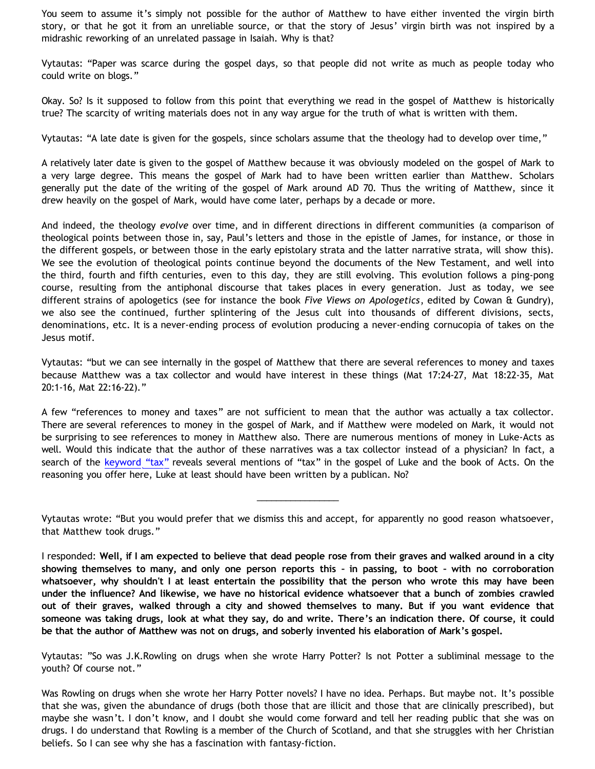You seem to assume it's simply not possible for the author of Matthew to have either invented the virgin birth story, or that he got it from an unreliable source, or that the story of Jesus' virgin birth was not inspired by a midrashic reworking of an unrelated passage in Isaiah. Why is that?

Vytautas: "Paper was scarce during the gospel days, so that people did not write as much as people today who could write on blogs."

Okay. So? Is it supposed to follow from this point that everything we read in the gospel of Matthew is historically true? The scarcity of writing materials does not in any way argue for the truth of what is written with them.

Vytautas: "A late date is given for the gospels, since scholars assume that the theology had to develop over time,"

A relatively later date is given to the gospel of Matthew because it was obviously modeled on the gospel of Mark to a very large degree. This means the gospel of Mark had to have been written earlier than Matthew. Scholars generally put the date of the writing of the gospel of Mark around AD 70. Thus the writing of Matthew, since it drew heavily on the gospel of Mark, would have come later, perhaps by a decade or more.

And indeed, the theology *evolve* over time, and in different directions in different communities (a comparison of theological points between those in, say, Paul's letters and those in the epistle of James, for instance, or those in the different gospels, or between those in the early epistolary strata and the latter narrative strata, will show this). We see the evolution of theological points continue beyond the documents of the New Testament, and well into the third, fourth and fifth centuries, even to this day, they are still evolving. This evolution follows a ping-pong course, resulting from the antiphonal discourse that takes places in every generation. Just as today, we see different strains of apologetics (see for instance the book *Five Views on Apologetics*, edited by Cowan & Gundry), we also see the continued, further splintering of the Jesus cult into thousands of different divisions, sects, denominations, etc. It is a never-ending process of evolution producing a never-ending cornucopia of takes on the Jesus motif.

Vytautas: "but we can see internally in the gospel of Matthew that there are several references to money and taxes because Matthew was a tax collector and would have interest in these things (Mat 17:24-27, Mat 18:22-35, Mat 20:1-16, Mat 22:16-22)."

A few "references to money and taxes" are not sufficient to mean that the author was actually a tax collector. There are several references to money in the gospel of Mark, and if Matthew were modeled on Mark, it would not be surprising to see references to money in Matthew also. There are numerous mentions of money in Luke-Acts as well. Would this indicate that the author of these narratives was a tax collector instead of a physician? In fact, a search of the keyword "tax" reveals several mentions of "tax" in the gospel of Luke and the book of Acts. On the reasoning you offer here, Luke at least should have been written by a publican. No?

---

Vytautas wrote: "But you would prefer that we dismiss this and accept, for apparently no good reason whatsoever, that Matthew took drugs."

I responded: **Well, if I am expected to believe that dead people rose from their graves and walked around in a city showing themselves to many, and only one person reports this – in passing, to boot – with no corroboration whatsoever, why shouldn't I at least entertain the possibility that the person who wrote this may have been under the influence? And likewise, we have no historical evidence whatsoever that a bunch of zombies crawled out of their graves, walked through a city and showed themselves to many. But if you want evidence that someone was taking drugs, look at what they say, do and write. There's an indication there. Of course, it could be that the author of Matthew was not on drugs, and soberly invented his elaboration of Mark's gospel.**

Vytautas: "So was J.K.Rowling on drugs when she wrote Harry Potter? Is not Potter a subliminal message to the youth? Of course not."

Was Rowling on drugs when she wrote her Harry Potter novels? I have no idea. Perhaps. But maybe not. It's possible that she was, given the abundance of drugs (both those that are illicit and those that are clinically prescribed), but maybe she wasn't. I don't know, and I doubt she would come forward and tell her reading public that she was on drugs. I do understand that Rowling is a member of the Church of Scotland, and that she struggles with her Christian beliefs. So I can see why she has a fascination with fantasy-fiction.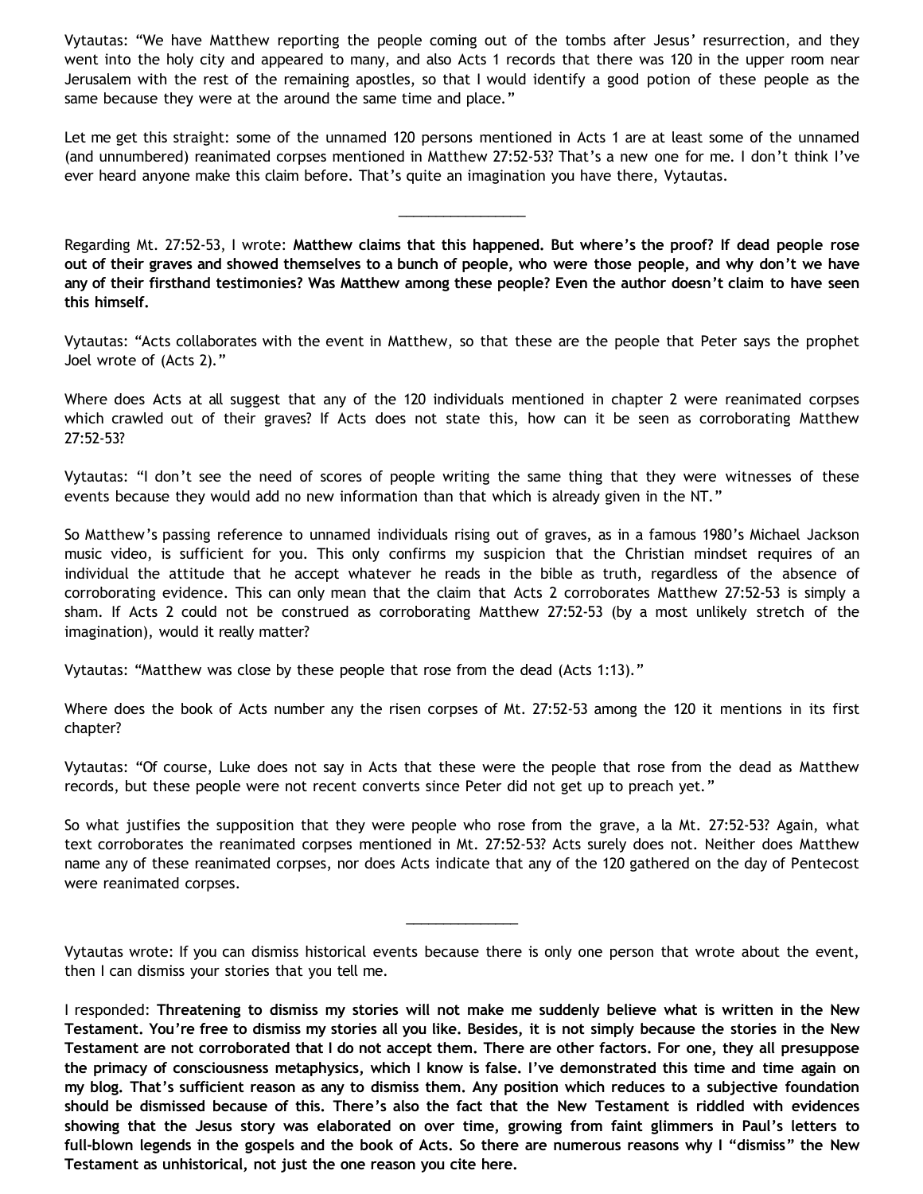Vytautas: "We have Matthew reporting the people coming out of the tombs after Jesus' resurrection, and they went into the holy city and appeared to many, and also Acts 1 records that there was 120 in the upper room near Jerusalem with the rest of the remaining apostles, so that I would identify a good potion of these people as the same because they were at the around the same time and place."

Let me get this straight: some of the unnamed 120 persons mentioned in Acts 1 are at least some of the unnamed (and unnumbered) reanimated corpses mentioned in Matthew 27:52-53? That's a new one for me. I don't think I've ever heard anyone make this claim before. That's quite an imagination you have there, Vytautas.

---

Regarding Mt. 27:52-53, I wrote: **Matthew claims that this happened. But where's the proof? If dead people rose out of their graves and showed themselves to a bunch of people, who were those people, and why don't we have any of their firsthand testimonies? Was Matthew among these people? Even the author doesn't claim to have seen this himself.**

Vytautas: "Acts collaborates with the event in Matthew, so that these are the people that Peter says the prophet Joel wrote of (Acts 2)."

Where does Acts at all suggest that any of the 120 individuals mentioned in chapter 2 were reanimated corpses which crawled out of their graves? If Acts does not state this, how can it be seen as corroborating Matthew 27:52-53?

Vytautas: "I don't see the need of scores of people writing the same thing that they were witnesses of these events because they would add no new information than that which is already given in the NT."

So Matthew's passing reference to unnamed individuals rising out of graves, as in a famous 1980's Michael Jackson music video, is sufficient for you. This only confirms my suspicion that the Christian mindset requires of an individual the attitude that he accept whatever he reads in the bible as truth, regardless of the absence of corroborating evidence. This can only mean that the claim that Acts 2 corroborates Matthew 27:52-53 is simply a sham. If Acts 2 could not be construed as corroborating Matthew 27:52-53 (by a most unlikely stretch of the imagination), would it really matter?

Vytautas: "Matthew was close by these people that rose from the dead (Acts 1:13)."

Where does the book of Acts number any the risen corpses of Mt. 27:52-53 among the 120 it mentions in its first chapter?

Vytautas: "Of course, Luke does not say in Acts that these were the people that rose from the dead as Matthew records, but these people were not recent converts since Peter did not get up to preach yet."

So what justifies the supposition that they were people who rose from the grave, a la Mt. 27:52-53? Again, what text corroborates the reanimated corpses mentioned in Mt. 27:52-53? Acts surely does not. Neither does Matthew name any of these reanimated corpses, nor does Acts indicate that any of the 120 gathered on the day of Pentecost were reanimated corpses.

---

Vytautas wrote: If you can dismiss historical events because there is only one person that wrote about the event, then I can dismiss your stories that you tell me.

I responded: **Threatening to dismiss my stories will not make me suddenly believe what is written in the New Testament. You're free to dismiss my stories all you like. Besides, it is not simply because the stories in the New Testament are not corroborated that I do not accept them. There are other factors. For one, they all presuppose the primacy of consciousness metaphysics, which I know is false. I've demonstrated this time and time again on my blog. That's sufficient reason as any to dismiss them. Any position which reduces to a subjective foundation should be dismissed because of this. There's also the fact that the New Testament is riddled with evidences showing that the Jesus story was elaborated on over time, growing from faint glimmers in Paul's letters to full-blown legends in the gospels and the book of Acts. So there are numerous reasons why I "dismiss" the New Testament as unhistorical, not just the one reason you cite here.**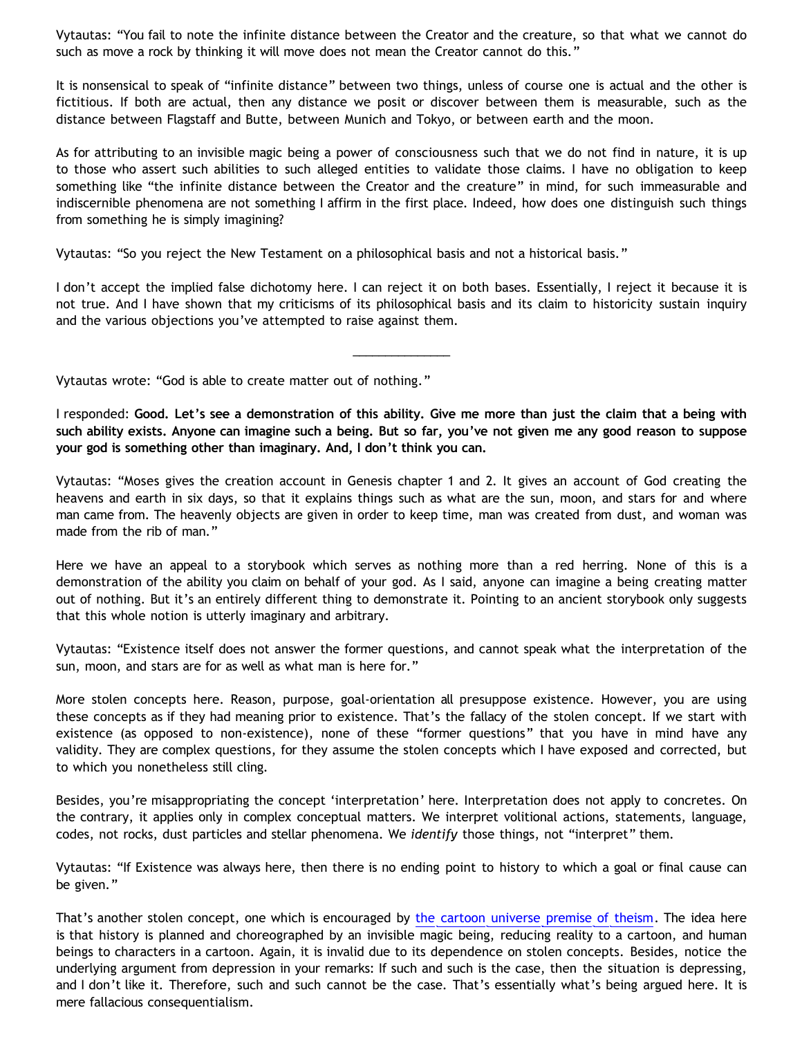Vytautas: "You fail to note the infinite distance between the Creator and the creature, so that what we cannot do such as move a rock by thinking it will move does not mean the Creator cannot do this."

It is nonsensical to speak of "infinite distance" between two things, unless of course one is actual and the other is fictitious. If both are actual, then any distance we posit or discover between them is measurable, such as the distance between Flagstaff and Butte, between Munich and Tokyo, or between earth and the moon.

As for attributing to an invisible magic being a power of consciousness such that we do not find in nature, it is up to those who assert such abilities to such alleged entities to validate those claims. I have no obligation to keep something like "the infinite distance between the Creator and the creature" in mind, for such immeasurable and indiscernible phenomena are not something I affirm in the first place. Indeed, how does one distinguish such things from something he is simply imagining?

Vytautas: "So you reject the New Testament on a philosophical basis and not a historical basis."

I don't accept the implied false dichotomy here. I can reject it on both bases. Essentially, I reject it because it is not true. And I have shown that my criticisms of its philosophical basis and its claim to historicity sustain inquiry and the various objections you've attempted to raise against them.

---

Vytautas wrote: "God is able to create matter out of nothing."

I responded: **Good. Let's see a demonstration of this ability. Give me more than just the claim that a being with such ability exists. Anyone can imagine such a being. But so far, you've not given me any good reason to suppose your god is something other than imaginary. And, I don't think you can.**

Vytautas: "Moses gives the creation account in Genesis chapter 1 and 2. It gives an account of God creating the heavens and earth in six days, so that it explains things such as what are the sun, moon, and stars for and where man came from. The heavenly objects are given in order to keep time, man was created from dust, and woman was made from the rib of man."

Here we have an appeal to a storybook which serves as nothing more than a red herring. None of this is a demonstration of the ability you claim on behalf of your god. As I said, anyone can imagine a being creating matter out of nothing. But it's an entirely different thing to demonstrate it. Pointing to an ancient storybook only suggests that this whole notion is utterly imaginary and arbitrary.

Vytautas: "Existence itself does not answer the former questions, and cannot speak what the interpretation of the sun, moon, and stars are for as well as what man is here for."

More stolen concepts here. Reason, purpose, goal-orientation all presuppose existence. However, you are using these concepts as if they had meaning prior to existence. That's the fallacy of the stolen concept. If we start with existence (as opposed to non-existence), none of these "former questions" that you have in mind have any validity. They are complex questions, for they assume the stolen concepts which I have exposed and corrected, but to which you nonetheless still cling.

Besides, you're misappropriating the concept 'interpretation' here. Interpretation does not apply to concretes. On the contrary, it applies only in complex conceptual matters. We interpret volitional actions, statements, language, codes, not rocks, dust particles and stellar phenomena. We *identify* those things, not "interpret" them.

Vytautas: "If Existence was always here, then there is no ending point to history to which a goal or final cause can be given."

That's another stolen concept, one which is encouraged by the cartoon universe premise of theism. The idea here is that history is planned and choreographed by an invisible magic being, reducing reality to a cartoon, and human beings to characters in a cartoon. Again, it is invalid due to its dependence on stolen concepts. Besides, notice the underlying argument from depression in your remarks: If such and such is the case, then the situation is depressing, and I don't like it. Therefore, such and such cannot be the case. That's essentially what's being argued here. It is mere fallacious consequentialism.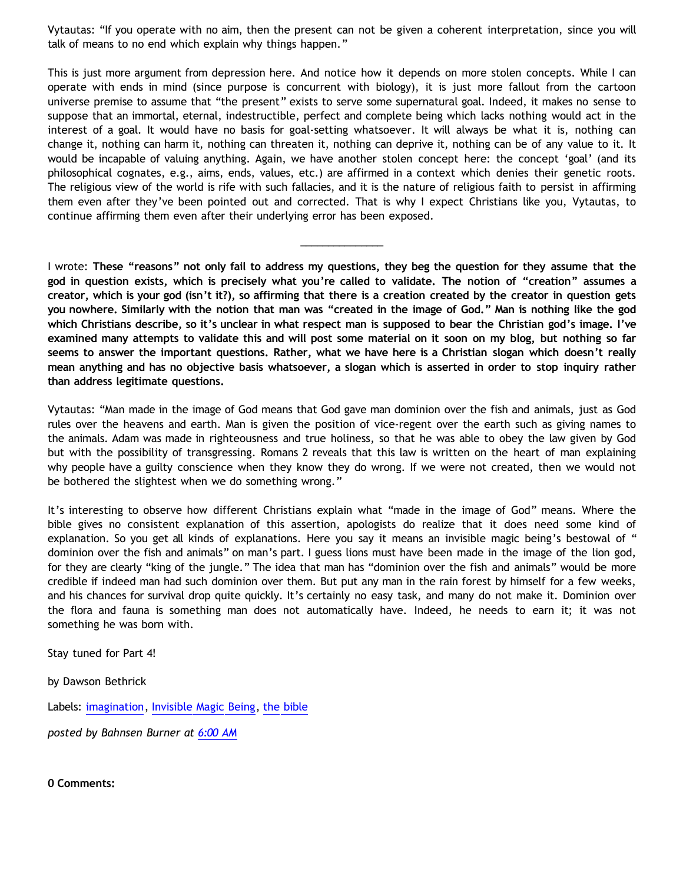Vytautas: “If you operate with no aim, then the present can not be given a coherent interpretation, since you will talk of means to no end which explain why things happen.”

This is just more argument from depression here. And notice how it depends on more stolen concepts. While I can operate with ends in mind (since purpose is concurrent with biology), it is just more fallout from the cartoon universe premise to assume that “the present” exists to serve some supernatural goal. Indeed, it makes no sense to suppose that an immortal, eternal, indestructible, perfect and complete being which lacks nothing would act in the interest of a goal. It would have no basis for goal-setting whatsoever. It will always be what it is, nothing can change it, nothing can harm it, nothing can threaten it, nothing can deprive it, nothing can be of any value to it. It would be incapable of valuing anything. Again, we have another stolen concept here: the concept ‘goal’ (and its philosophical cognates, e.g., aims, ends, values, etc.) are affirmed in a context which denies their genetic roots. The religious view of the world is rife with such fallacies, and it is the nature of religious faith to persist in affirming them even after they’ve been pointed out and corrected. That is why I expect Christians like you, Vytautas, to continue affirming them even after their underlying error has been exposed.

---

I wrote: **These “reasons” not only fail to address my questions, they beg the question for they assume that the god in question exists, which is precisely what you’re called to validate. The notion of “creation” assumes a creator, which is your god (isn’t it?), so affirming that there is a creation created by the creator in question gets you nowhere. Similarly with the notion that man was “created in the image of God.” Man is nothing like the god which Christians describe, so it’s unclear in what respect man is supposed to bear the Christian god’s image. I’ve examined many attempts to validate this and will post some material on it soon on my blog, but nothing so far seems to answer the important questions. Rather, what we have here is a Christian slogan which doesn’t really mean anything and has no objective basis whatsoever, a slogan which is asserted in order to stop inquiry rather than address legitimate questions.**

Vytautas: “Man made in the image of God means that God gave man dominion over the fish and animals, just as God rules over the heavens and earth. Man is given the position of vice-regent over the earth such as giving names to the animals. Adam was made in righteousness and true holiness, so that he was able to obey the law given by God but with the possibility of transgressing. Romans 2 reveals that this law is written on the heart of man explaining why people have a guilty conscience when they know they do wrong. If we were not created, then we would not be bothered the slightest when we do something wrong.”

It’s interesting to observe how different Christians explain what “made in the image of God” means. Where the bible gives no consistent explanation of this assertion, apologists do realize that it does need some kind of explanation. So you get all kinds of explanations. Here you say it means an invisible magic being’s bestowal of “ dominion over the fish and animals” on man’s part. I guess lions must have been made in the image of the lion god, for they are clearly “king of the jungle.” The idea that man has “dominion over the fish and animals” would be more credible if indeed man had such dominion over them. But put any man in the rain forest by himself for a few weeks, and his chances for survival drop quite quickly. It’s certainly no easy task, and many do not make it. Dominion over the flora and fauna is something man does not automatically have. Indeed, he needs to earn it; it was not something he was born with.

Stay tuned for Part 4!

by Dawson Bethrick

Labels: imagination, Invisible Magic Being, the bible

*posted by Bahnsen Burner at 6:00 AM*

**0 Comments:**